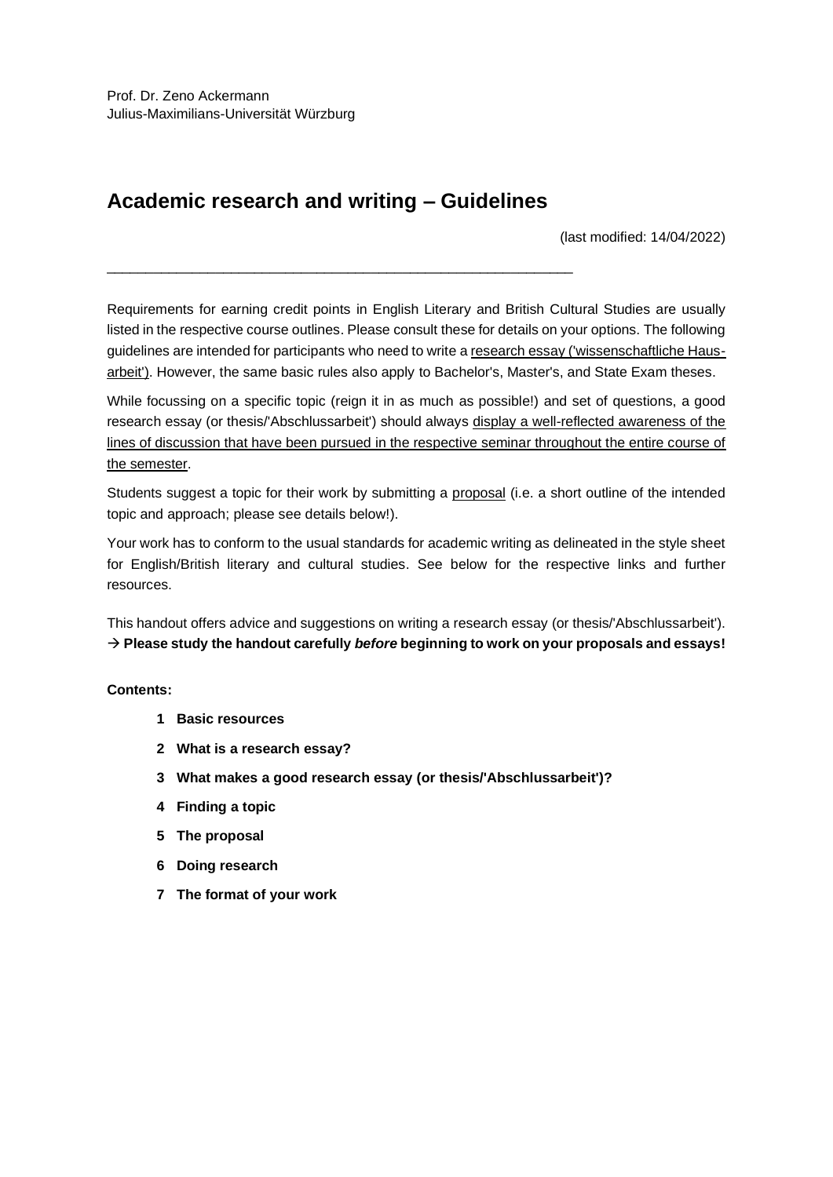Prof. Dr. Zeno Ackermann
Julius-Maximilians-Universität Würzburg

# Academic research and writing – Guidelines

(last modified: 14/04/2022)

---

Requirements for earning credit points in English Literary and British Cultural Studies are usually listed in the respective course outlines. Please consult these for details on your options. The following guidelines are intended for participants who need to write a research essay ('wissenschaftliche Hausarbeit'). However, the same basic rules also apply to Bachelor's, Master's, and State Exam theses.

While focussing on a specific topic (reign it in as much as possible!) and set of questions, a good research essay (or thesis/'Abschlussarbeit') should always display a well-reflected awareness of the lines of discussion that have been pursued in the respective seminar throughout the entire course of the semester.

Students suggest a topic for their work by submitting a proposal (i.e. a short outline of the intended topic and approach; please see details below!).

Your work has to conform to the usual standards for academic writing as delineated in the style sheet for English/British literary and cultural studies. See below for the respective links and further resources.

This handout offers advice and suggestions on writing a research essay (or thesis/'Abschlussarbeit').
→ **Please study the handout carefully *before* beginning to work on your proposals and essays!**

**Contents:**

1. **Basic resources**
2. **What is a research essay?**
3. **What makes a good research essay (or thesis/'Abschlussarbeit')?**
4. **Finding a topic**
5. **The proposal**
6. **Doing research**
7. **The format of your work**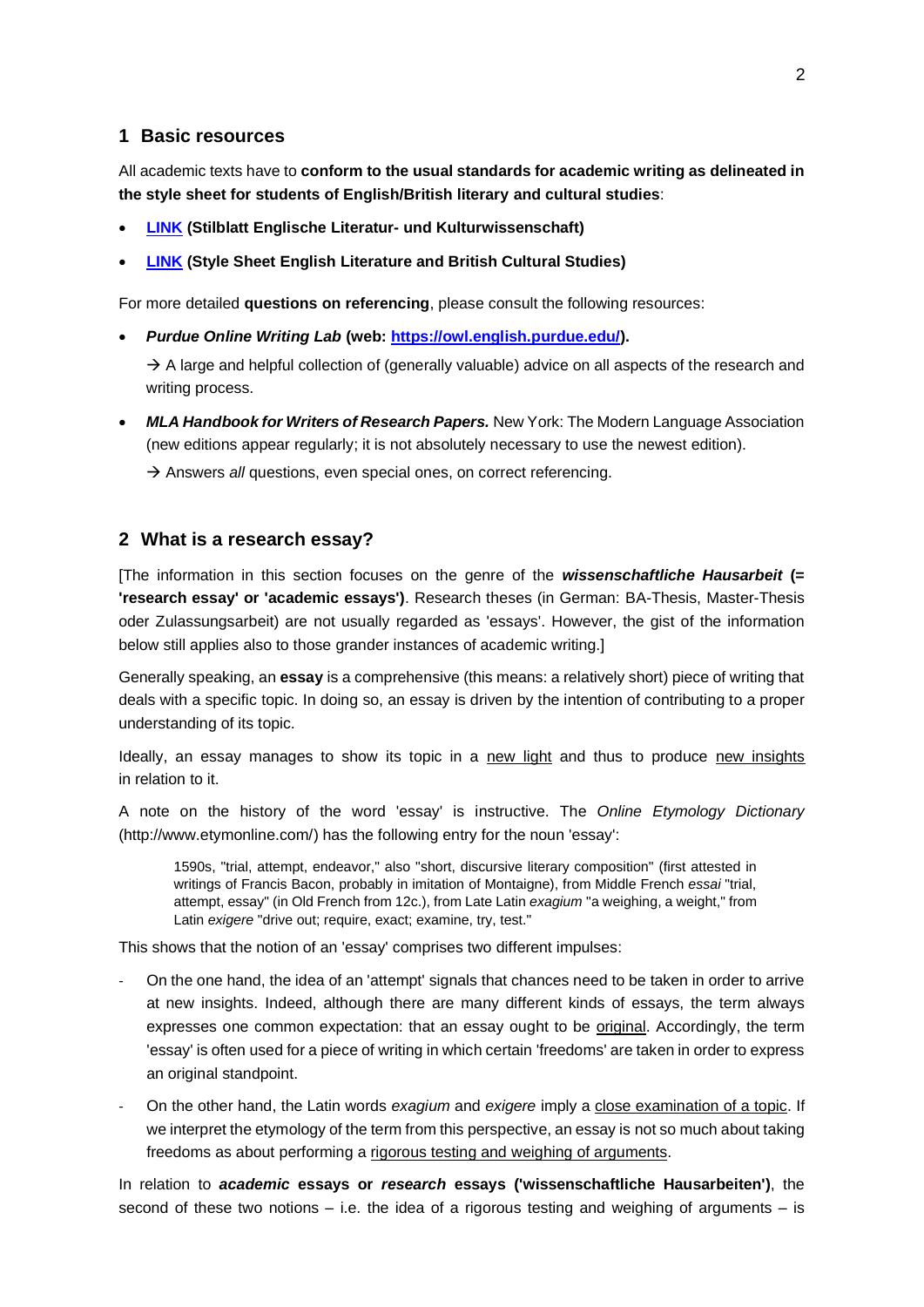## 1 Basic resources

All academic texts have to **conform to the usual standards for academic writing as delineated in the style sheet for students of English/British literary and cultural studies**:

- **LINK (Stilblatt Englische Literatur- und Kulturwissenschaft)**
- **LINK (Style Sheet English Literature and British Cultural Studies)**

For more detailed **questions on referencing**, please consult the following resources:

- ***Purdue Online Writing Lab* (web: https://owl.english.purdue.edu/).**

  → A large and helpful collection of (generally valuable) advice on all aspects of the research and writing process.

- ***MLA Handbook for Writers of Research Papers.*** New York: The Modern Language Association (new editions appear regularly; it is not absolutely necessary to use the newest edition).

  → Answers *all* questions, even special ones, on correct referencing.

## 2 What is a research essay?

[The information in this section focuses on the genre of the ***wissenschaftliche Hausarbeit* (= 'research essay' or 'academic essays')**. Research theses (in German: BA-Thesis, Master-Thesis oder Zulassungsarbeit) are not usually regarded as 'essays'. However, the gist of the information below still applies also to those grander instances of academic writing.]

Generally speaking, an **essay** is a comprehensive (this means: a relatively short) piece of writing that deals with a specific topic. In doing so, an essay is driven by the intention of contributing to a proper understanding of its topic.

Ideally, an essay manages to show its topic in a new light and thus to produce new insights in relation to it.

A note on the history of the word 'essay' is instructive. The *Online Etymology Dictionary* (http://www.etymonline.com/) has the following entry for the noun 'essay':

> 1590s, "trial, attempt, endeavor," also "short, discursive literary composition" (first attested in writings of Francis Bacon, probably in imitation of Montaigne), from Middle French *essai* "trial, attempt, essay" (in Old French from 12c.), from Late Latin *exagium* "a weighing, a weight," from Latin *exigere* "drive out; require, exact; examine, try, test."

This shows that the notion of an 'essay' comprises two different impulses:

- On the one hand, the idea of an 'attempt' signals that chances need to be taken in order to arrive at new insights. Indeed, although there are many different kinds of essays, the term always expresses one common expectation: that an essay ought to be original. Accordingly, the term 'essay' is often used for a piece of writing in which certain 'freedoms' are taken in order to express an original standpoint.
- On the other hand, the Latin words *exagium* and *exigere* imply a close examination of a topic. If we interpret the etymology of the term from this perspective, an essay is not so much about taking freedoms as about performing a rigorous testing and weighing of arguments.

In relation to ***academic* essays or *research* essays ('wissenschaftliche Hausarbeiten')**, the second of these two notions – i.e. the idea of a rigorous testing and weighing of arguments – is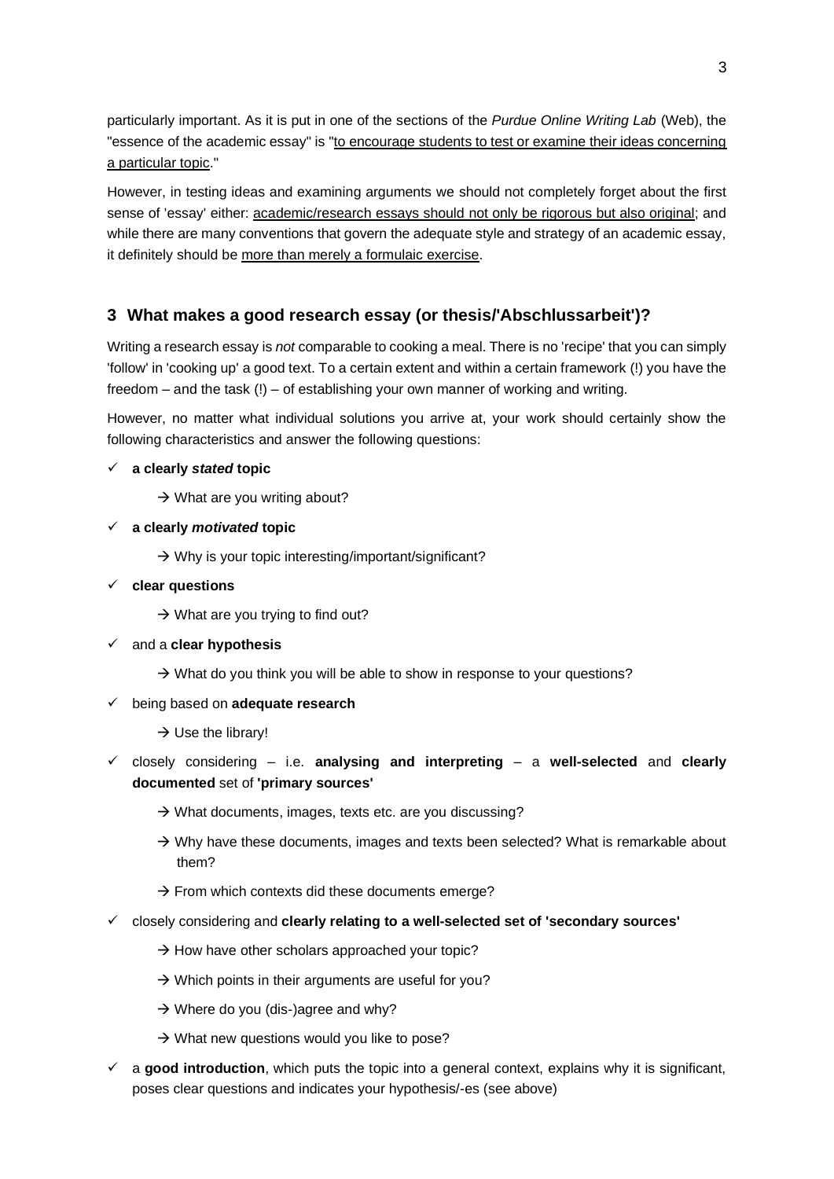particularly important. As it is put in one of the sections of the *Purdue Online Writing Lab* (Web), the "essence of the academic essay" is "<u>to encourage students to test or examine their ideas concerning a particular topic</u>."

However, in testing ideas and examining arguments we should not completely forget about the first sense of 'essay' either: <u>academic/research essays should not only be rigorous but also original</u>; and while there are many conventions that govern the adequate style and strategy of an academic essay, it definitely should be <u>more than merely a formulaic exercise</u>.

## 3 What makes a good research essay (or thesis/'Abschlussarbeit')?

Writing a research essay is *not* comparable to cooking a meal. There is no 'recipe' that you can simply 'follow' in 'cooking up' a good text. To a certain extent and within a certain framework (!) you have the freedom – and the task (!) – of establishing your own manner of working and writing.

However, no matter what individual solutions you arrive at, your work should certainly show the following characteristics and answer the following questions:

- ✓ **a clearly *stated* topic**
  - → What are you writing about?
- ✓ **a clearly *motivated* topic**
  - → Why is your topic interesting/important/significant?
- ✓ **clear questions**
  - → What are you trying to find out?
- ✓ and a **clear hypothesis**
  - → What do you think you will be able to show in response to your questions?
- ✓ being based on **adequate research**
  - → Use the library!
- ✓ closely considering – i.e. **analysing and interpreting** – a **well-selected** and **clearly documented** set of **'primary sources'**
  - → What documents, images, texts etc. are you discussing?
  - → Why have these documents, images and texts been selected? What is remarkable about them?
  - → From which contexts did these documents emerge?
- ✓ closely considering and **clearly relating to a well-selected set of 'secondary sources'**
  - → How have other scholars approached your topic?
  - → Which points in their arguments are useful for you?
  - → Where do you (dis-)agree and why?
  - → What new questions would you like to pose?
- ✓ a **good introduction**, which puts the topic into a general context, explains why it is significant, poses clear questions and indicates your hypothesis/-es (see above)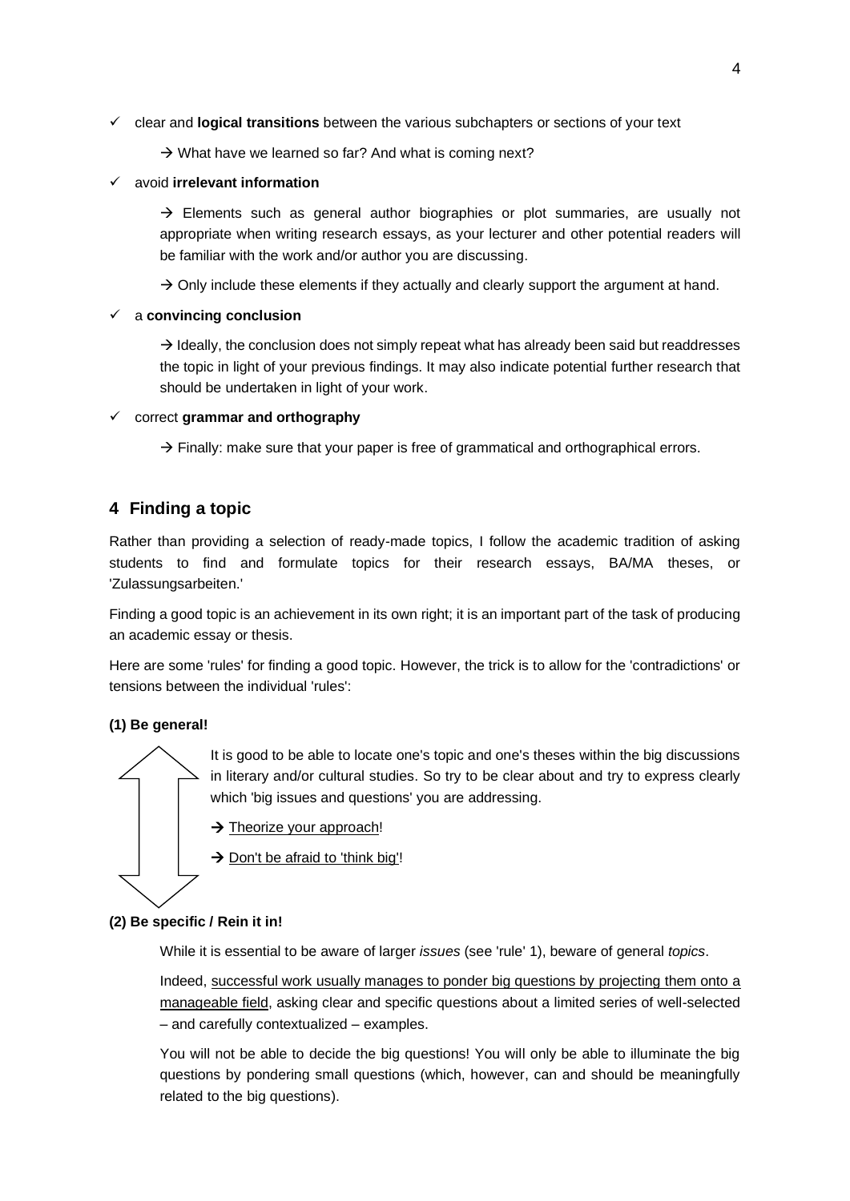- ✓ clear and **logical transitions** between the various subchapters or sections of your text

  → What have we learned so far? And what is coming next?

- ✓ avoid **irrelevant information**

  → Elements such as general author biographies or plot summaries, are usually not appropriate when writing research essays, as your lecturer and other potential readers will be familiar with the work and/or author you are discussing.

  → Only include these elements if they actually and clearly support the argument at hand.

- ✓ a **convincing conclusion**

  → Ideally, the conclusion does not simply repeat what has already been said but readdresses the topic in light of your previous findings. It may also indicate potential further research that should be undertaken in light of your work.

- ✓ correct **grammar and orthography**

  → Finally: make sure that your paper is free of grammatical and orthographical errors.

## 4 Finding a topic

Rather than providing a selection of ready-made topics, I follow the academic tradition of asking students to find and formulate topics for their research essays, BA/MA theses, or 'Zulassungsarbeiten.'

Finding a good topic is an achievement in its own right; it is an important part of the task of producing an academic essay or thesis.

Here are some 'rules' for finding a good topic. However, the trick is to allow for the 'contradictions' or tensions between the individual 'rules':

**(1) Be general!**

It is good to be able to locate one's topic and one's theses within the big discussions in literary and/or cultural studies. So try to be clear about and try to express clearly which 'big issues and questions' you are addressing.

→ Theorize your approach!

→ Don't be afraid to 'think big'!

**(2) Be specific / Rein it in!**

While it is essential to be aware of larger *issues* (see 'rule' 1), beware of general *topics*.

Indeed, successful work usually manages to ponder big questions by projecting them onto a manageable field, asking clear and specific questions about a limited series of well-selected – and carefully contextualized – examples.

You will not be able to decide the big questions! You will only be able to illuminate the big questions by pondering small questions (which, however, can and should be meaningfully related to the big questions).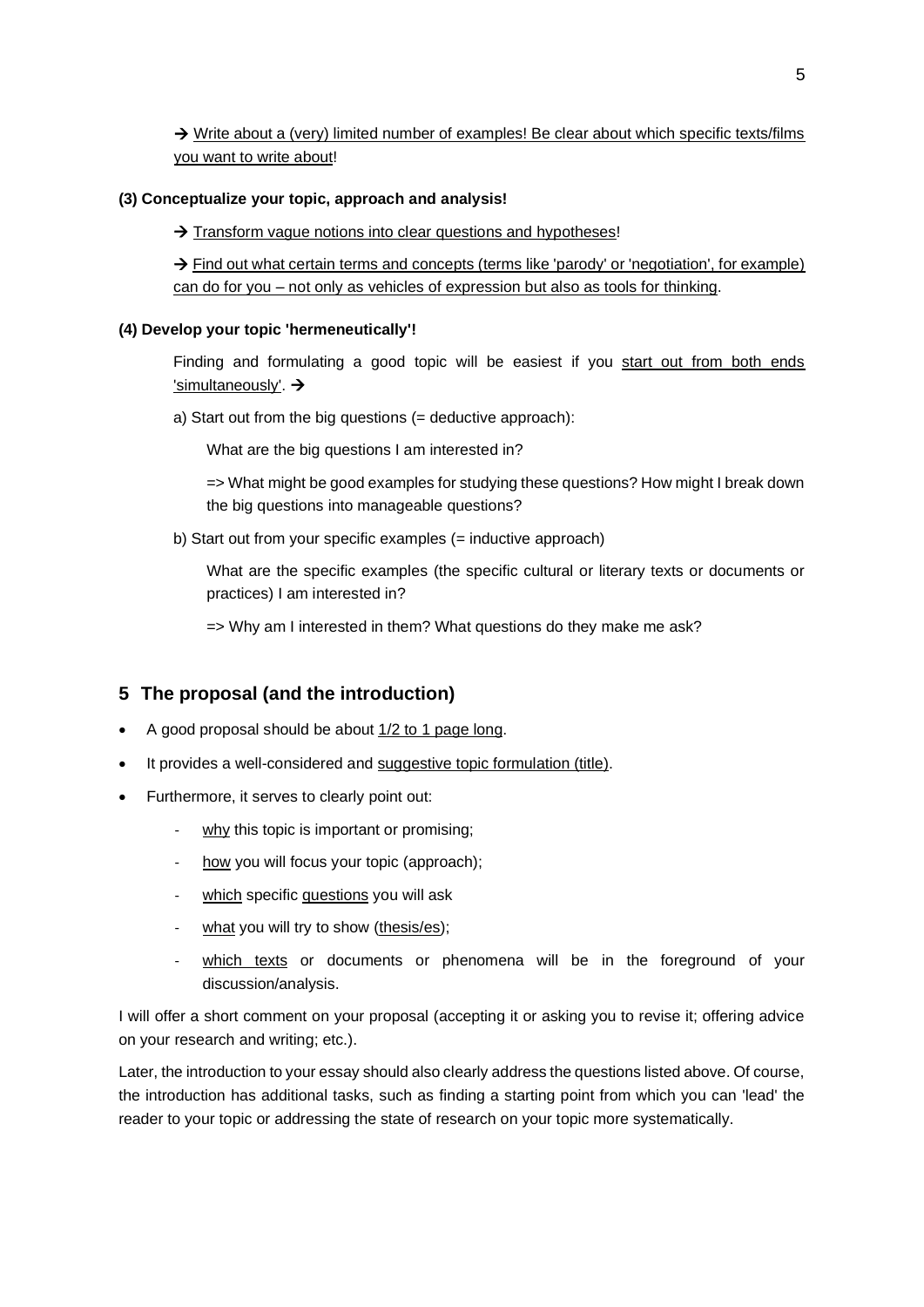→ Write about a (very) limited number of examples! Be clear about which specific texts/films you want to write about!

**(3) Conceptualize your topic, approach and analysis!**

→ Transform vague notions into clear questions and hypotheses!

→ Find out what certain terms and concepts (terms like 'parody' or 'negotiation', for example) can do for you – not only as vehicles of expression but also as tools for thinking.

**(4) Develop your topic 'hermeneutically'!**

Finding and formulating a good topic will be easiest if you start out from both ends 'simultaneously'. →

a) Start out from the big questions (= deductive approach):

What are the big questions I am interested in?

=> What might be good examples for studying these questions? How might I break down the big questions into manageable questions?

b) Start out from your specific examples (= inductive approach)

What are the specific examples (the specific cultural or literary texts or documents or practices) I am interested in?

=> Why am I interested in them? What questions do they make me ask?

## 5 The proposal (and the introduction)

- A good proposal should be about 1/2 to 1 page long.
- It provides a well-considered and suggestive topic formulation (title).
- Furthermore, it serves to clearly point out:
  - why this topic is important or promising;
  - how you will focus your topic (approach);
  - which specific questions you will ask
  - what you will try to show (thesis/es);
  - which texts or documents or phenomena will be in the foreground of your discussion/analysis.

I will offer a short comment on your proposal (accepting it or asking you to revise it; offering advice on your research and writing; etc.).

Later, the introduction to your essay should also clearly address the questions listed above. Of course, the introduction has additional tasks, such as finding a starting point from which you can 'lead' the reader to your topic or addressing the state of research on your topic more systematically.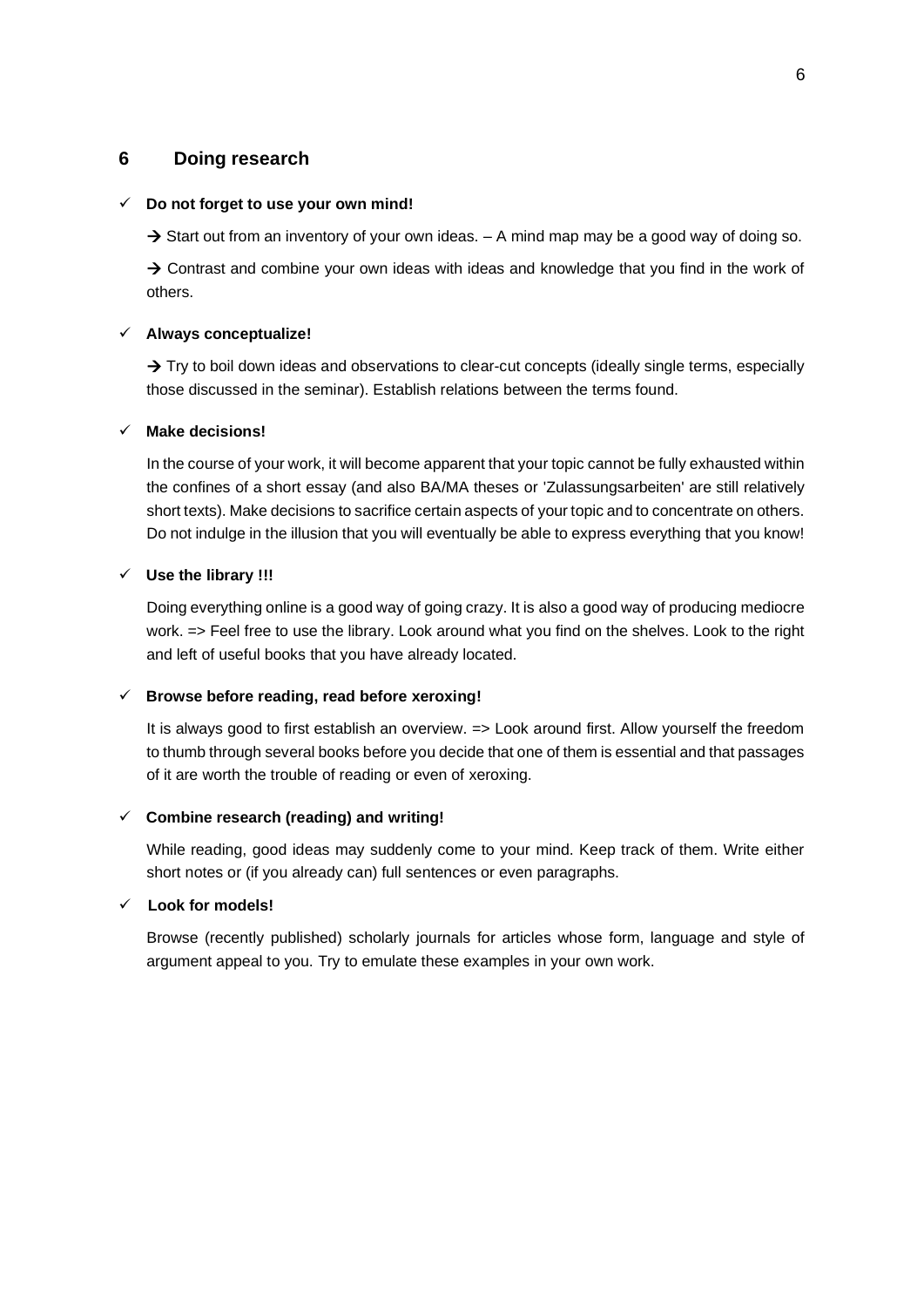## 6 Doing research

- ✓ **Do not forget to use your own mind!**

  → Start out from an inventory of your own ideas. – A mind map may be a good way of doing so.

  → Contrast and combine your own ideas with ideas and knowledge that you find in the work of others.

- ✓ **Always conceptualize!**

  → Try to boil down ideas and observations to clear-cut concepts (ideally single terms, especially those discussed in the seminar). Establish relations between the terms found.

- ✓ **Make decisions!**

  In the course of your work, it will become apparent that your topic cannot be fully exhausted within the confines of a short essay (and also BA/MA theses or 'Zulassungsarbeiten' are still relatively short texts). Make decisions to sacrifice certain aspects of your topic and to concentrate on others. Do not indulge in the illusion that you will eventually be able to express everything that you know!

- ✓ **Use the library !!!**

  Doing everything online is a good way of going crazy. It is also a good way of producing mediocre work. => Feel free to use the library. Look around what you find on the shelves. Look to the right and left of useful books that you have already located.

- ✓ **Browse before reading, read before xeroxing!**

  It is always good to first establish an overview. => Look around first. Allow yourself the freedom to thumb through several books before you decide that one of them is essential and that passages of it are worth the trouble of reading or even of xeroxing.

- ✓ **Combine research (reading) and writing!**

  While reading, good ideas may suddenly come to your mind. Keep track of them. Write either short notes or (if you already can) full sentences or even paragraphs.

- ✓ **Look for models!**

  Browse (recently published) scholarly journals for articles whose form, language and style of argument appeal to you. Try to emulate these examples in your own work.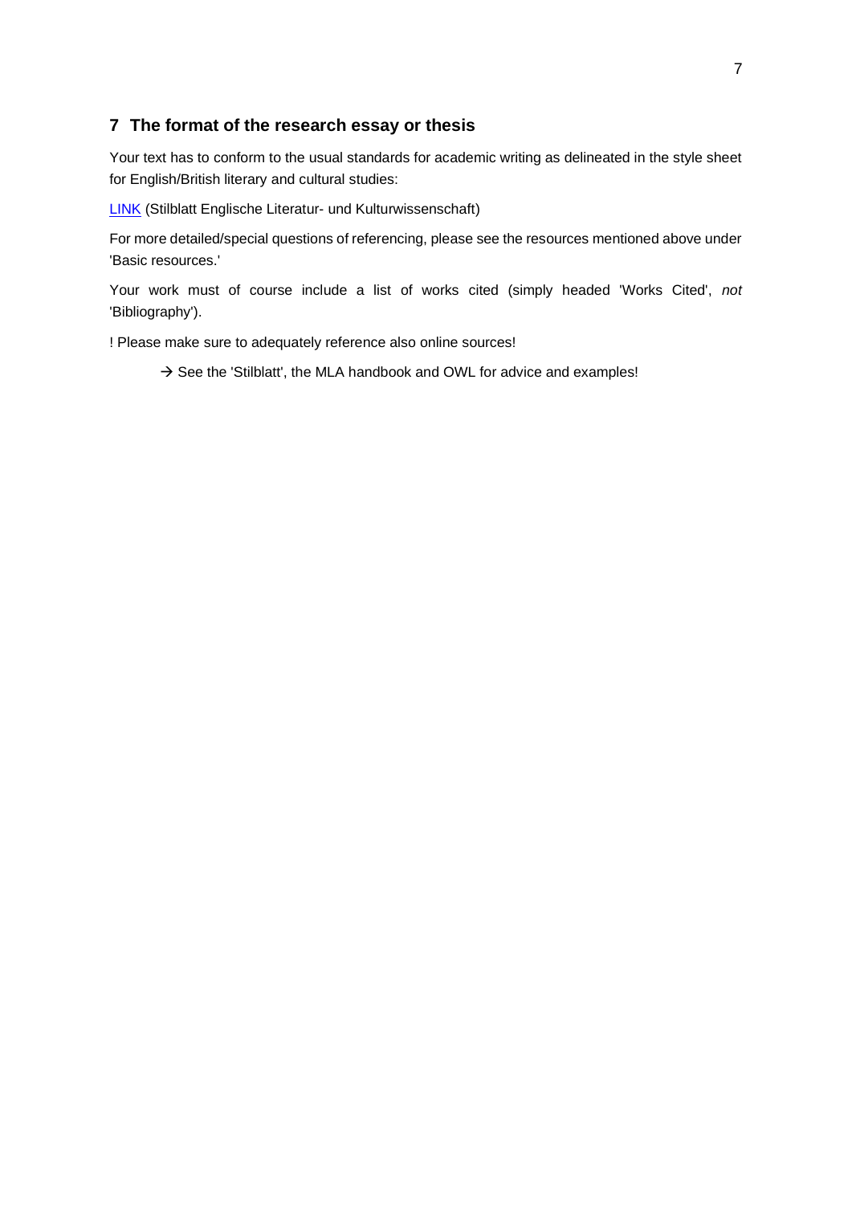## 7 The format of the research essay or thesis

Your text has to conform to the usual standards for academic writing as delineated in the style sheet for English/British literary and cultural studies:

LINK (Stilblatt Englische Literatur- und Kulturwissenschaft)

For more detailed/special questions of referencing, please see the resources mentioned above under 'Basic resources.'

Your work must of course include a list of works cited (simply headed 'Works Cited', *not* 'Bibliography').

! Please make sure to adequately reference also online sources!

→ See the 'Stilblatt', the MLA handbook and OWL for advice and examples!